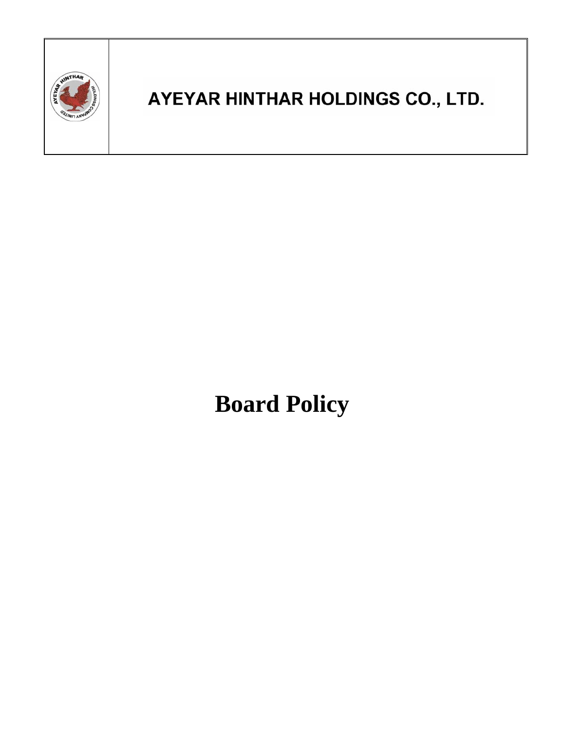| | AYEYAR HINTHAR HOLDINGS CO., LTD. |
| --- | --- |

# Board Policy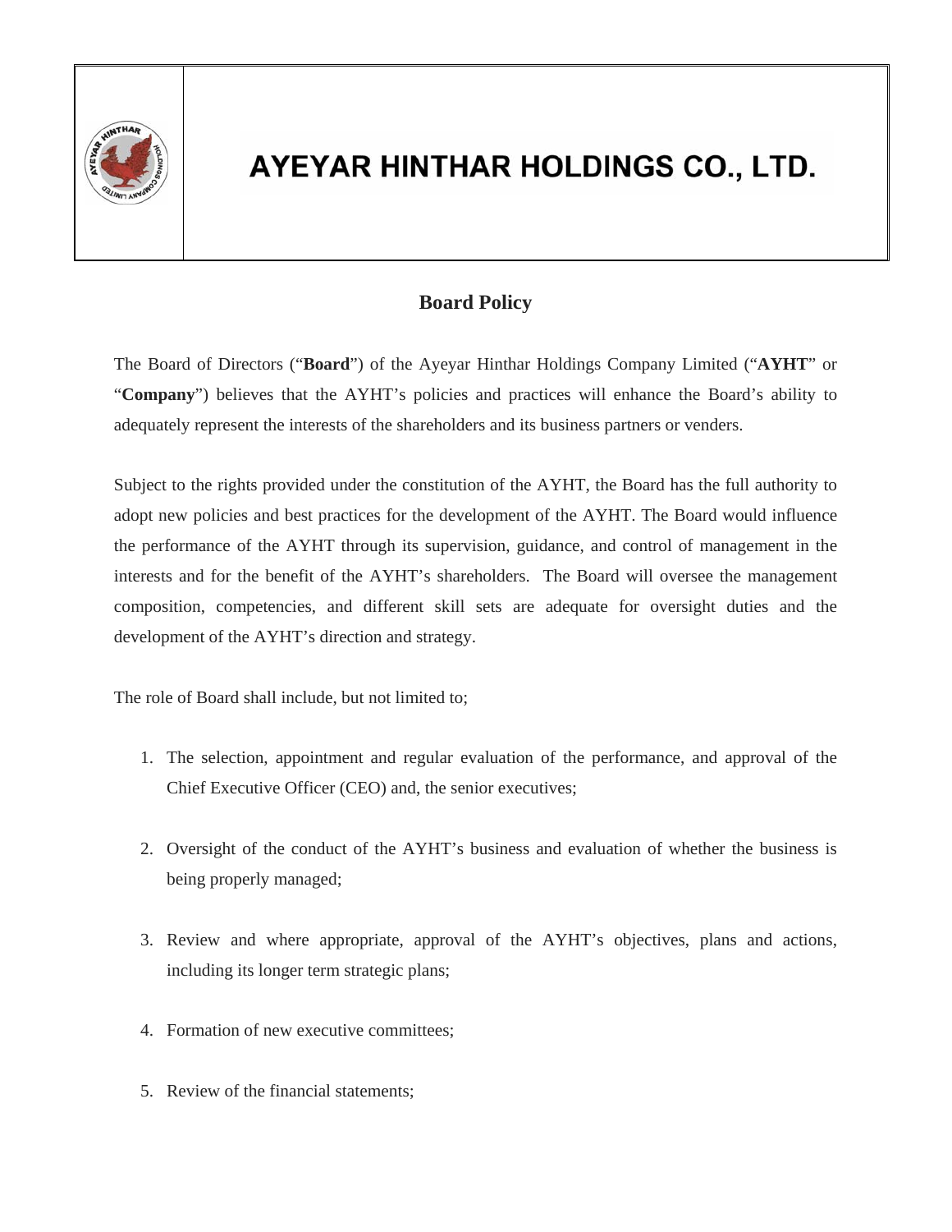# AYEYAR HINTHAR HOLDINGS CO., LTD.

## Board Policy

The Board of Directors (“**Board**”) of the Ayeyar Hinthar Holdings Company Limited (“**AYHT**” or “**Company**”) believes that the AYHT’s policies and practices will enhance the Board’s ability to adequately represent the interests of the shareholders and its business partners or venders.

Subject to the rights provided under the constitution of the AYHT, the Board has the full authority to adopt new policies and best practices for the development of the AYHT. The Board would influence the performance of the AYHT through its supervision, guidance, and control of management in the interests and for the benefit of the AYHT’s shareholders. The Board will oversee the management composition, competencies, and different skill sets are adequate for oversight duties and the development of the AYHT’s direction and strategy.

The role of Board shall include, but not limited to;

1. The selection, appointment and regular evaluation of the performance, and approval of the Chief Executive Officer (CEO) and, the senior executives;
2. Oversight of the conduct of the AYHT’s business and evaluation of whether the business is being properly managed;
3. Review and where appropriate, approval of the AYHT’s objectives, plans and actions, including its longer term strategic plans;
4. Formation of new executive committees;
5. Review of the financial statements;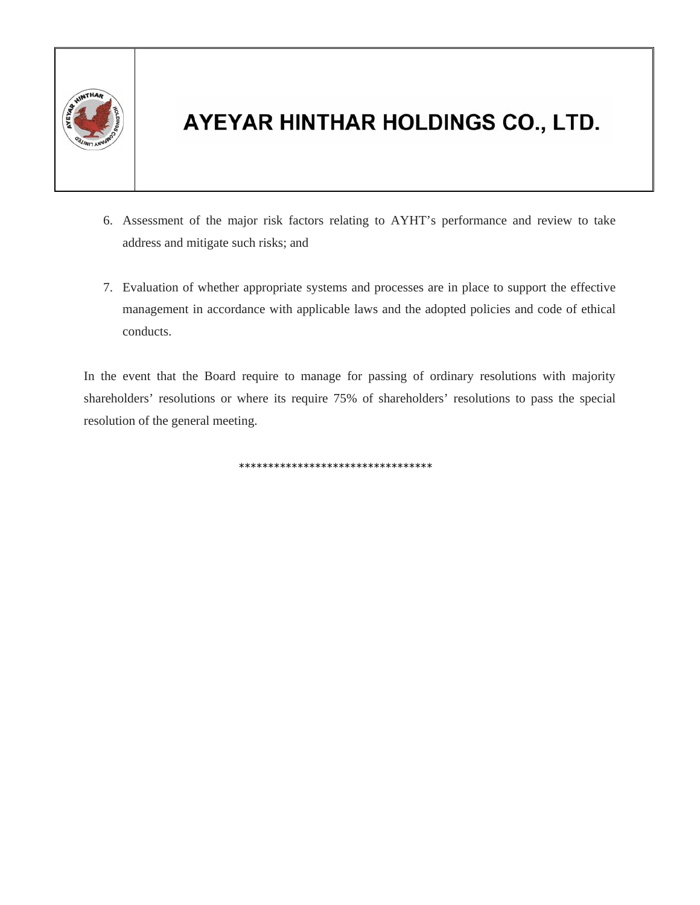6. Assessment of the major risk factors relating to AYHT's performance and review to take address and mitigate such risks; and

7. Evaluation of whether appropriate systems and processes are in place to support the effective management in accordance with applicable laws and the adopted policies and code of ethical conducts.

In the event that the Board require to manage for passing of ordinary resolutions with majority shareholders' resolutions or where its require 75% of shareholders' resolutions to pass the special resolution of the general meeting.

*********************************